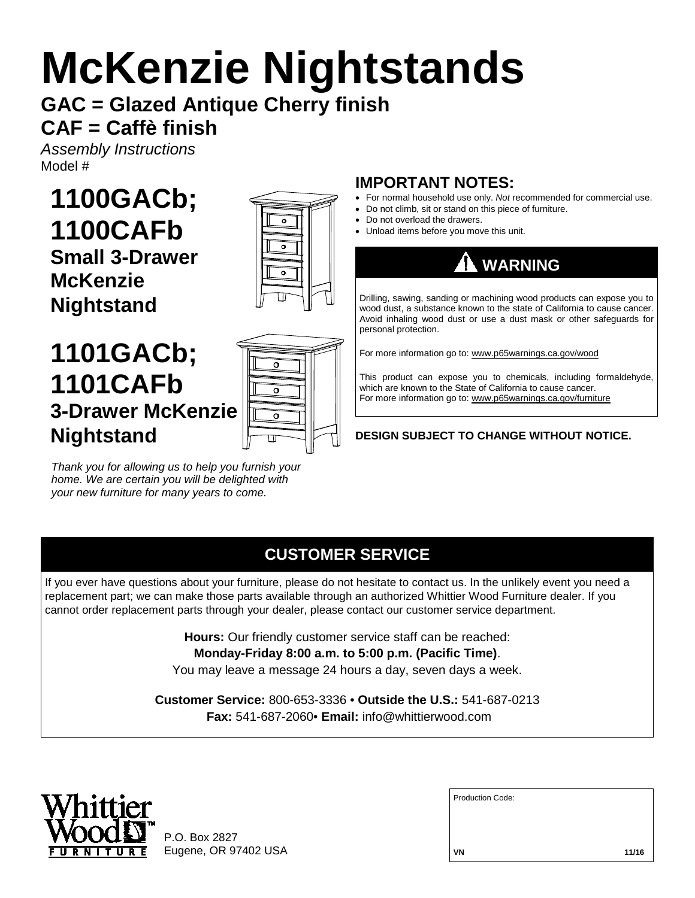# McKenzie Nightstands

## GAC = Glazed Antique Cherry finish
## CAF = Caffè finish

*Assembly Instructions*

Model #

## 1100GACb; 1100CAFb
### Small 3-Drawer McKenzie Nightstand

## 1101GACb; 1101CAFb
### 3-Drawer McKenzie Nightstand

*Thank you for allowing us to help you furnish your home. We are certain you will be delighted with your new furniture for many years to come.*

## IMPORTANT NOTES:

- For normal household use only. *Not* recommended for commercial use.
- Do not climb, sit or stand on this piece of furniture.
- Do not overload the drawers.
- Unload items before you move this unit.

## ⚠ WARNING

Drilling, sawing, sanding or machining wood products can expose you to wood dust, a substance known to the state of California to cause cancer. Avoid inhaling wood dust or use a dust mask or other safeguards for personal protection.

For more information go to: www.p65warnings.ca.gov/wood

This product can expose you to chemicals, including formaldehyde, which are known to the State of California to cause cancer.
For more information go to: www.p65warnings.ca.gov/furniture

**DESIGN SUBJECT TO CHANGE WITHOUT NOTICE.**

## CUSTOMER SERVICE

If you ever have questions about your furniture, please do not hesitate to contact us. In the unlikely event you need a replacement part; we can make those parts available through an authorized Whittier Wood Furniture dealer. If you cannot order replacement parts through your dealer, please contact our customer service department.

**Hours:** Our friendly customer service staff can be reached:
**Monday-Friday 8:00 a.m. to 5:00 p.m. (Pacific Time)**.
You may leave a message 24 hours a day, seven days a week.

**Customer Service:** 800-653-3336 • **Outside the U.S.:** 541-687-0213
**Fax:** 541-687-2060• **Email:** info@whittierwood.com

Whittier Wood™ FURNITURE

P.O. Box 2827
Eugene, OR 97402 USA

Production Code:

**VN** **11/16**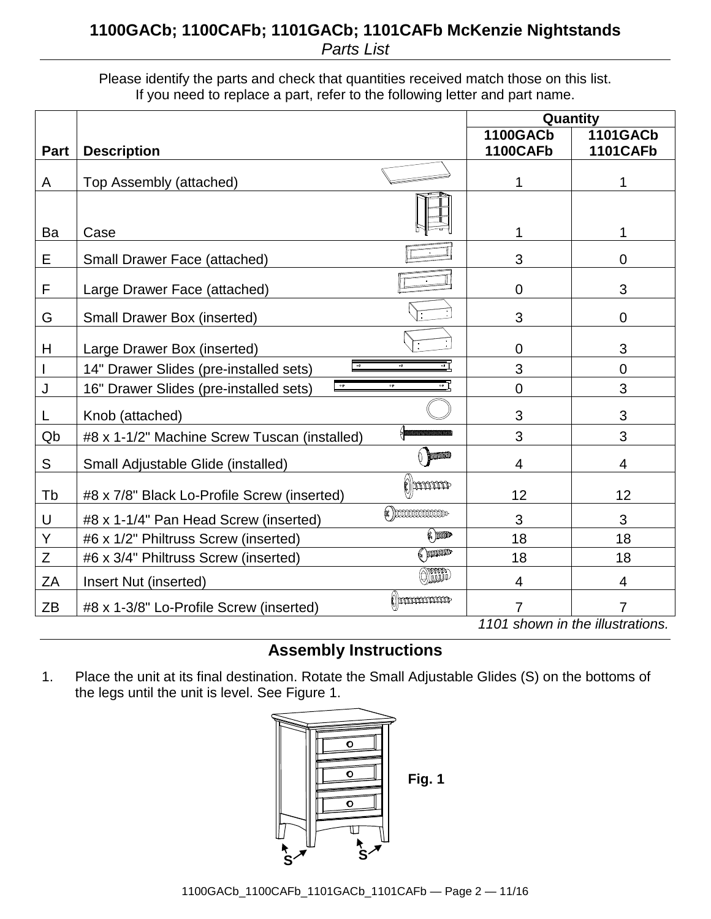## 1100GACb; 1100CAFb; 1101GACb; 1101CAFb McKenzie Nightstands

*Parts List*

Please identify the parts and check that quantities received match those on this list.
If you need to replace a part, refer to the following letter and part name.

| Part | Description | Quantity | |
|---|---|---|---|
| | | 1100GACb 1100CAFb | 1101GACb 1101CAFb |
| A | Top Assembly (attached) | 1 | 1 |
| Ba | Case | 1 | 1 |
| E | Small Drawer Face (attached) | 3 | 0 |
| F | Large Drawer Face (attached) | 0 | 3 |
| G | Small Drawer Box (inserted) | 3 | 0 |
| H | Large Drawer Box (inserted) | 0 | 3 |
| I | 14" Drawer Slides (pre-installed sets) | 3 | 0 |
| J | 16" Drawer Slides (pre-installed sets) | 0 | 3 |
| L | Knob (attached) | 3 | 3 |
| Qb | #8 x 1-1/2" Machine Screw Tuscan (installed) | 3 | 3 |
| S | Small Adjustable Glide (installed) | 4 | 4 |
| Tb | #8 x 7/8" Black Lo-Profile Screw (inserted) | 12 | 12 |
| U | #8 x 1-1/4" Pan Head Screw (inserted) | 3 | 3 |
| Y | #6 x 1/2" Philtruss Screw (inserted) | 18 | 18 |
| Z | #6 x 3/4" Philtruss Screw (inserted) | 18 | 18 |
| ZA | Insert Nut (inserted) | 4 | 4 |
| ZB | #8 x 1-3/8" Lo-Profile Screw (inserted) | 7 | 7 |

*1101 shown in the illustrations.*

## Assembly Instructions

1. Place the unit at its final destination. Rotate the Small Adjustable Glides (S) on the bottoms of the legs until the unit is level. See Figure 1.

S S

**Fig. 1**